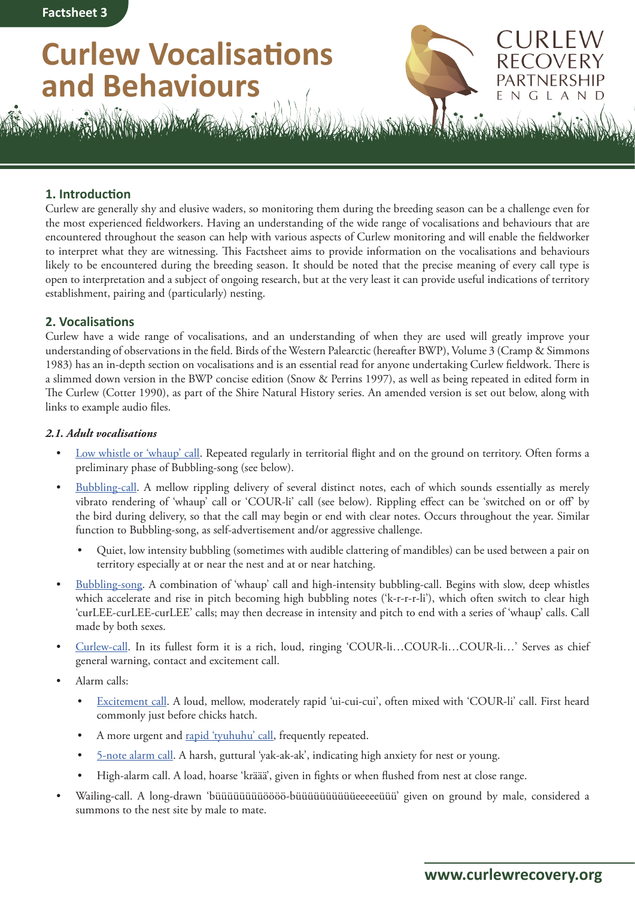Factsheet 3

# Curlew Vocalisations and Behaviours

CURLEW RECOVERY PARTNERSHIP ENGLAND

## 1. Introduction

Curlew are generally shy and elusive waders, so monitoring them during the breeding season can be a challenge even for the most experienced fieldworkers. Having an understanding of the wide range of vocalisations and behaviours that are encountered throughout the season can help with various aspects of Curlew monitoring and will enable the fieldworker to interpret what they are witnessing. This Factsheet aims to provide information on the vocalisations and behaviours likely to be encountered during the breeding season. It should be noted that the precise meaning of every call type is open to interpretation and a subject of ongoing research, but at the very least it can provide useful indications of territory establishment, pairing and (particularly) nesting.

## 2. Vocalisations

Curlew have a wide range of vocalisations, and an understanding of when they are used will greatly improve your understanding of observations in the field. Birds of the Western Palearctic (hereafter BWP), Volume 3 (Cramp & Simmons 1983) has an in-depth section on vocalisations and is an essential read for anyone undertaking Curlew fieldwork. There is a slimmed down version in the BWP concise edition (Snow & Perrins 1997), as well as being repeated in edited form in The Curlew (Cotter 1990), as part of the Shire Natural History series. An amended version is set out below, along with links to example audio files.

### *2.1. Adult vocalisations*

- Low whistle or 'whaup' call. Repeated regularly in territorial flight and on the ground on territory. Often forms a preliminary phase of Bubbling-song (see below).
- Bubbling-call. A mellow rippling delivery of several distinct notes, each of which sounds essentially as merely vibrato rendering of 'whaup' call or 'COUR-li' call (see below). Rippling effect can be 'switched on or off' by the bird during delivery, so that the call may begin or end with clear notes. Occurs throughout the year. Similar function to Bubbling-song, as self-advertisement and/or aggressive challenge.
  - Quiet, low intensity bubbling (sometimes with audible clattering of mandibles) can be used between a pair on territory especially at or near the nest and at or near hatching.
- Bubbling-song. A combination of 'whaup' call and high-intensity bubbling-call. Begins with slow, deep whistles which accelerate and rise in pitch becoming high bubbling notes ('k-r-r-r-li'), which often switch to clear high 'curLEE-curLEE-curLEE' calls; may then decrease in intensity and pitch to end with a series of 'whaup' calls. Call made by both sexes.
- Curlew-call. In its fullest form it is a rich, loud, ringing 'COUR-li…COUR-li…COUR-li…' Serves as chief general warning, contact and excitement call.
- Alarm calls:
  - Excitement call. A loud, mellow, moderately rapid 'ui-cui-cui', often mixed with 'COUR-li' call. First heard commonly just before chicks hatch.
  - A more urgent and rapid 'tyuhuhu' call, frequently repeated.
  - 5-note alarm call. A harsh, guttural 'yak-ak-ak', indicating high anxiety for nest or young.
  - High-alarm call. A load, hoarse 'krääă', given in fights or when flushed from nest at close range.
- Wailing-call. A long-drawn 'büüüüüüüüöööö-büüüüüüüüüüeeeeüüü' given on ground by male, considered a summons to the nest site by male to mate.

www.curlewrecovery.org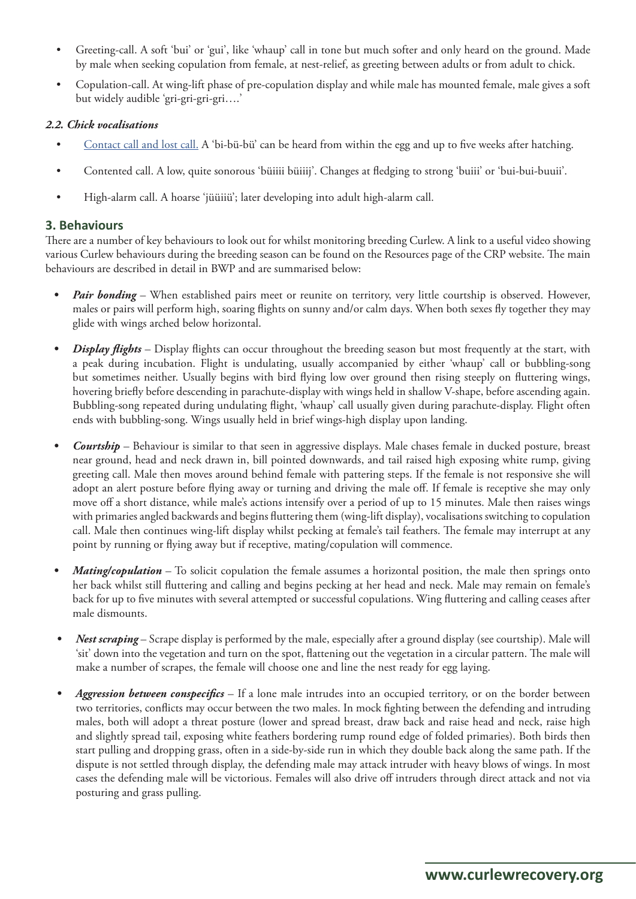- Greeting-call. A soft 'bui' or 'gui', like 'whaup' call in tone but much softer and only heard on the ground. Made by male when seeking copulation from female, at nest-relief, as greeting between adults or from adult to chick.
- Copulation-call. At wing-lift phase of pre-copulation display and while male has mounted female, male gives a soft but widely audible 'gri-gri-gri-gri….'

### *2.2. Chick vocalisations*

- Contact call and lost call. A 'bi-bü-bü' can be heard from within the egg and up to five weeks after hatching.
- Contented call. A low, quite sonorous 'büiiii büiiij'. Changes at fledging to strong 'buiii' or 'bui-bui-buuii'.
- High-alarm call. A hoarse 'jüüiiü'; later developing into adult high-alarm call.

## 3. Behaviours

There are a number of key behaviours to look out for whilst monitoring breeding Curlew. A link to a useful video showing various Curlew behaviours during the breeding season can be found on the Resources page of the CRP website. The main behaviours are described in detail in BWP and are summarised below:

- ***Pair bonding*** – When established pairs meet or reunite on territory, very little courtship is observed. However, males or pairs will perform high, soaring flights on sunny and/or calm days. When both sexes fly together they may glide with wings arched below horizontal.
- ***Display flights*** – Display flights can occur throughout the breeding season but most frequently at the start, with a peak during incubation. Flight is undulating, usually accompanied by either 'whaup' call or bubbling-song but sometimes neither. Usually begins with bird flying low over ground then rising steeply on fluttering wings, hovering briefly before descending in parachute-display with wings held in shallow V-shape, before ascending again. Bubbling-song repeated during undulating flight, 'whaup' call usually given during parachute-display. Flight often ends with bubbling-song. Wings usually held in brief wings-high display upon landing.
- ***Courtship*** – Behaviour is similar to that seen in aggressive displays. Male chases female in ducked posture, breast near ground, head and neck drawn in, bill pointed downwards, and tail raised high exposing white rump, giving greeting call. Male then moves around behind female with pattering steps. If the female is not responsive she will adopt an alert posture before flying away or turning and driving the male off. If female is receptive she may only move off a short distance, while male's actions intensify over a period of up to 15 minutes. Male then raises wings with primaries angled backwards and begins fluttering them (wing-lift display), vocalisations switching to copulation call. Male then continues wing-lift display whilst pecking at female's tail feathers. The female may interrupt at any point by running or flying away but if receptive, mating/copulation will commence.
- ***Mating/copulation*** – To solicit copulation the female assumes a horizontal position, the male then springs onto her back whilst still fluttering and calling and begins pecking at her head and neck. Male may remain on female's back for up to five minutes with several attempted or successful copulations. Wing fluttering and calling ceases after male dismounts.
- ***Nest scraping*** – Scrape display is performed by the male, especially after a ground display (see courtship). Male will 'sit' down into the vegetation and turn on the spot, flattening out the vegetation in a circular pattern. The male will make a number of scrapes, the female will choose one and line the nest ready for egg laying.
- ***Aggression between conspecifics*** – If a lone male intrudes into an occupied territory, or on the border between two territories, conflicts may occur between the two males. In mock fighting between the defending and intruding males, both will adopt a threat posture (lower and spread breast, draw back and raise head and neck, raise high and slightly spread tail, exposing white feathers bordering rump round edge of folded primaries). Both birds then start pulling and dropping grass, often in a side-by-side run in which they double back along the same path. If the dispute is not settled through display, the defending male may attack intruder with heavy blows of wings. In most cases the defending male will be victorious. Females will also drive off intruders through direct attack and not via posturing and grass pulling.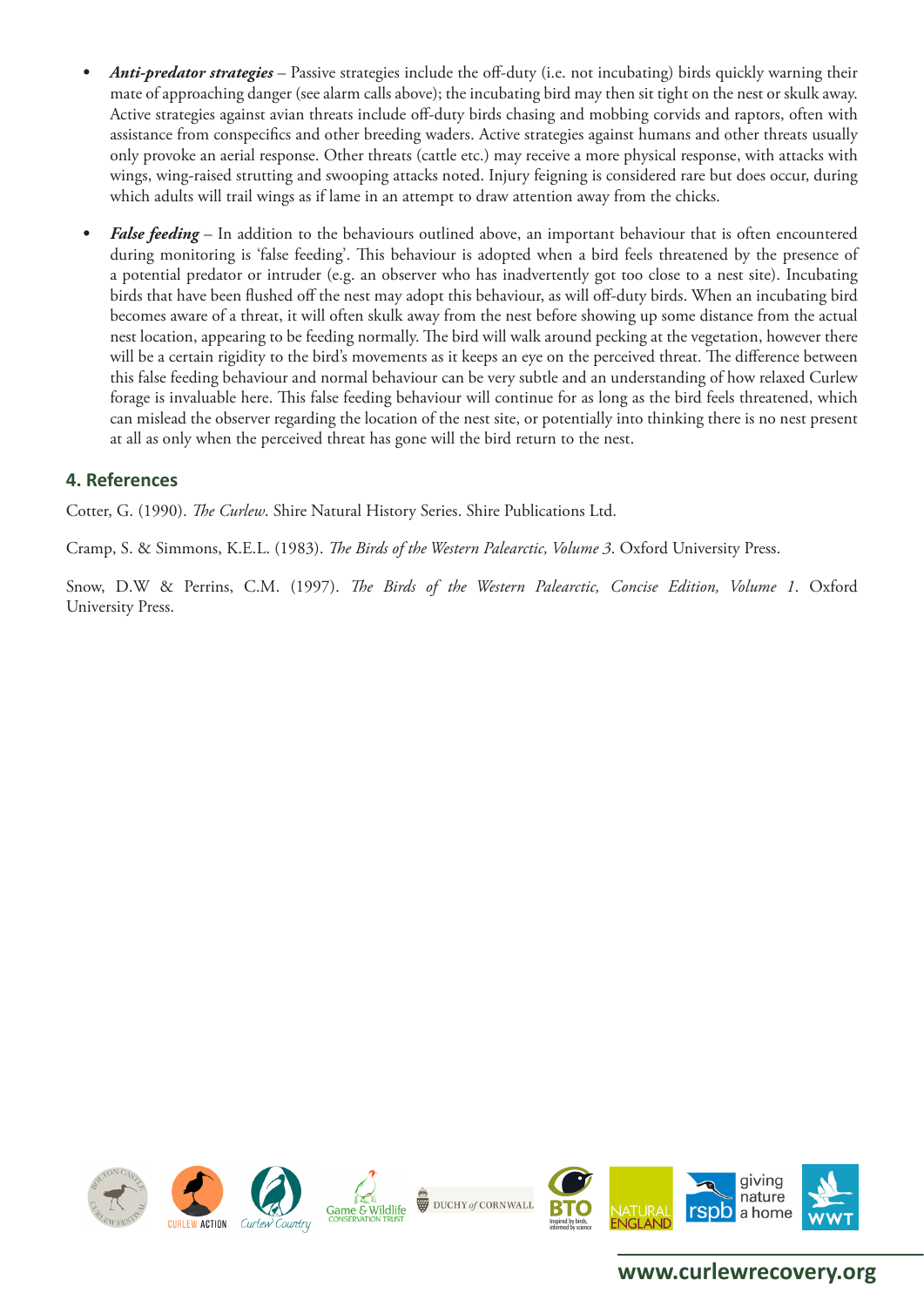- ***Anti-predator strategies*** – Passive strategies include the off-duty (i.e. not incubating) birds quickly warning their mate of approaching danger (see alarm calls above); the incubating bird may then sit tight on the nest or skulk away. Active strategies against avian threats include off-duty birds chasing and mobbing corvids and raptors, often with assistance from conspecifics and other breeding waders. Active strategies against humans and other threats usually only provoke an aerial response. Other threats (cattle etc.) may receive a more physical response, with attacks with wings, wing-raised strutting and swooping attacks noted. Injury feigning is considered rare but does occur, during which adults will trail wings as if lame in an attempt to draw attention away from the chicks.

- ***False feeding*** – In addition to the behaviours outlined above, an important behaviour that is often encountered during monitoring is 'false feeding'. This behaviour is adopted when a bird feels threatened by the presence of a potential predator or intruder (e.g. an observer who has inadvertently got too close to a nest site). Incubating birds that have been flushed off the nest may adopt this behaviour, as will off-duty birds. When an incubating bird becomes aware of a threat, it will often skulk away from the nest before showing up some distance from the actual nest location, appearing to be feeding normally. The bird will walk around pecking at the vegetation, however there will be a certain rigidity to the bird's movements as it keeps an eye on the perceived threat. The difference between this false feeding behaviour and normal behaviour can be very subtle and an understanding of how relaxed Curlew forage is invaluable here. This false feeding behaviour will continue for as long as the bird feels threatened, which can mislead the observer regarding the location of the nest site, or potentially into thinking there is no nest present at all as only when the perceived threat has gone will the bird return to the nest.

## 4. References

Cotter, G. (1990). *The Curlew*. Shire Natural History Series. Shire Publications Ltd.

Cramp, S. & Simmons, K.E.L. (1983). *The Birds of the Western Palearctic, Volume 3*. Oxford University Press.

Snow, D.W & Perrins, C.M. (1997). *The Birds of the Western Palearctic, Concise Edition, Volume 1*. Oxford University Press.

www.curlewrecovery.org